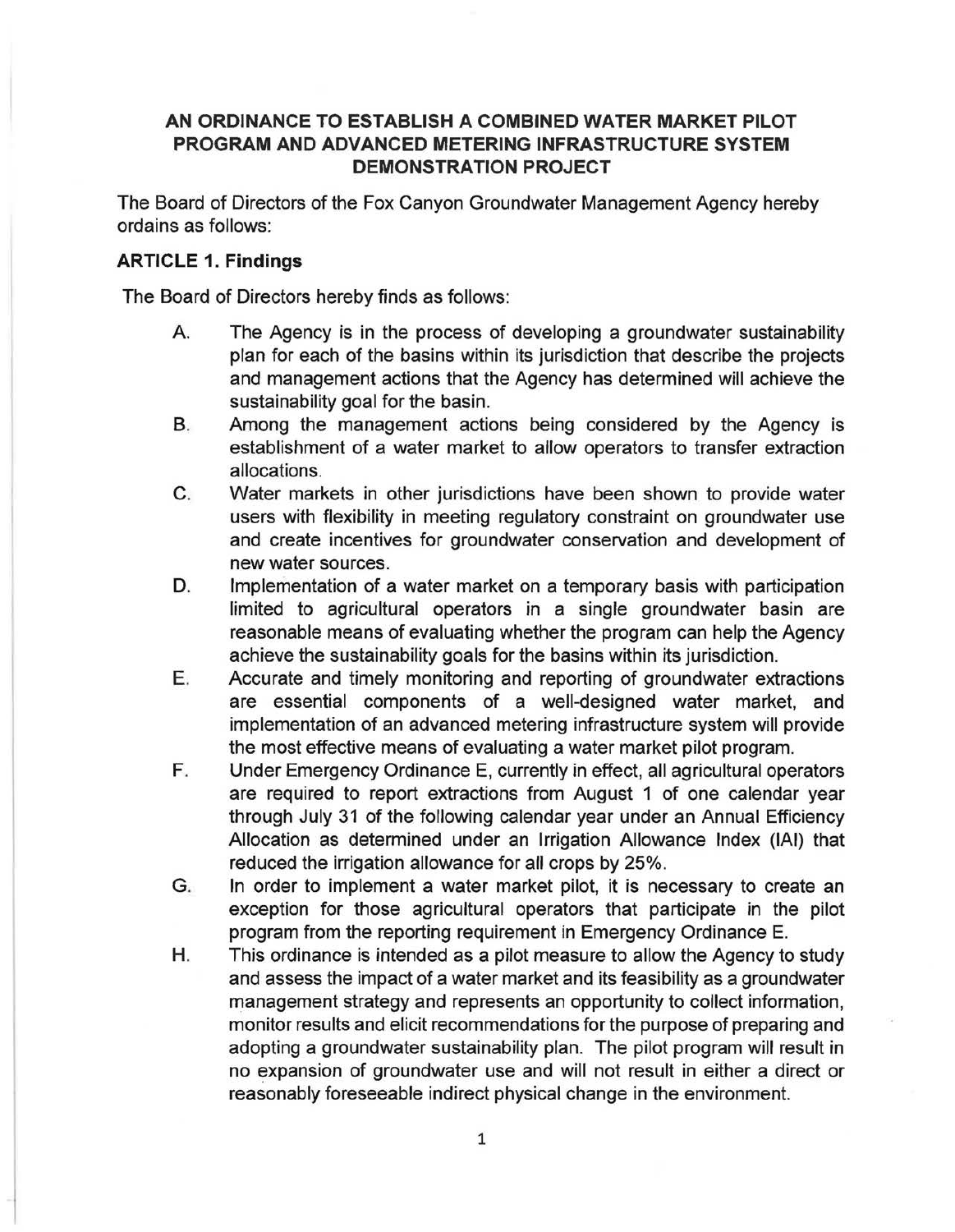# AN ORDINANCE TO ESTABLISH A COMBINED WATER MARKET PILOT PROGRAM AND ADVANCED METERING INFRASTRUCTURE SYSTEM DEMONSTRATION PROJECT

The Board of Directors of the Fox Canyon Groundwater Management Agency hereby ordains as follows:

## ARTICLE 1. Findings

The Board of Directors hereby finds as follows:

A. The Agency is in the process of developing a groundwater sustainability plan for each of the basins within its jurisdiction that describe the projects and management actions that the Agency has determined will achieve the sustainability goal for the basin.

B. Among the management actions being considered by the Agency is establishment of a water market to allow operators to transfer extraction allocations.

C. Water markets in other jurisdictions have been shown to provide water users with flexibility in meeting regulatory constraint on groundwater use and create incentives for groundwater conservation and development of new water sources.

D. Implementation of a water market on a temporary basis with participation limited to agricultural operators in a single groundwater basin are reasonable means of evaluating whether the program can help the Agency achieve the sustainability goals for the basins within its jurisdiction.

E. Accurate and timely monitoring and reporting of groundwater extractions are essential components of a well-designed water market, and implementation of an advanced metering infrastructure system will provide the most effective means of evaluating a water market pilot program.

F. Under Emergency Ordinance E, currently in effect, all agricultural operators are required to report extractions from August 1 of one calendar year through July 31 of the following calendar year under an Annual Efficiency Allocation as determined under an Irrigation Allowance Index (IAI) that reduced the irrigation allowance for all crops by 25%.

G. In order to implement a water market pilot, it is necessary to create an exception for those agricultural operators that participate in the pilot program from the reporting requirement in Emergency Ordinance E.

H. This ordinance is intended as a pilot measure to allow the Agency to study and assess the impact of a water market and its feasibility as a groundwater management strategy and represents an opportunity to collect information, monitor results and elicit recommendations for the purpose of preparing and adopting a groundwater sustainability plan. The pilot program will result in no expansion of groundwater use and will not result in either a direct or reasonably foreseeable indirect physical change in the environment.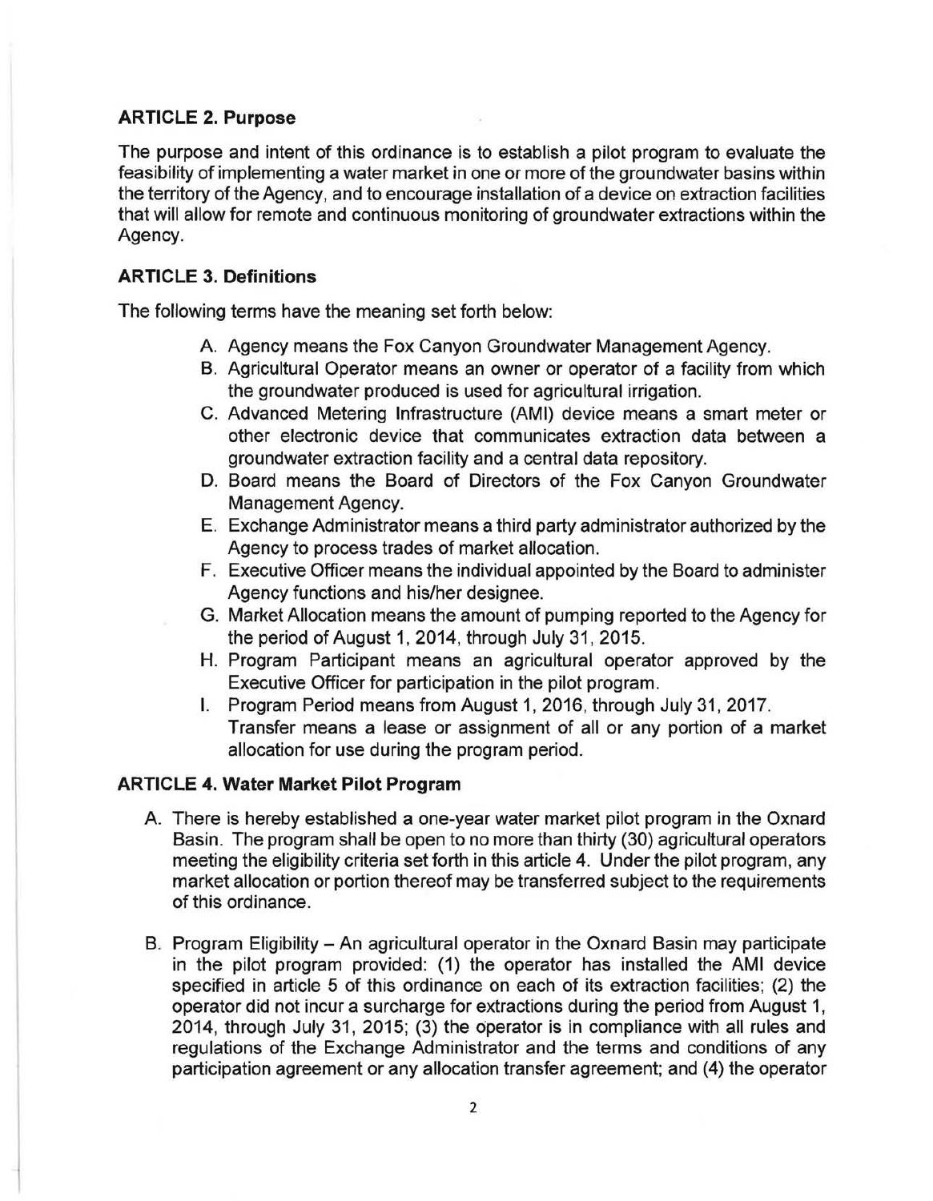### ARTICLE 2. Purpose

The purpose and intent of this ordinance is to establish a pilot program to evaluate the feasibility of implementing a water market in one or more of the groundwater basins within the territory of the Agency, and to encourage installation of a device on extraction facilities that will allow for remote and continuous monitoring of groundwater extractions within the Agency.

### ARTICLE 3. Definitions

The following terms have the meaning set forth below:

A. Agency means the Fox Canyon Groundwater Management Agency.
B. Agricultural Operator means an owner or operator of a facility from which the groundwater produced is used for agricultural irrigation.
C. Advanced Metering Infrastructure (AMI) device means a smart meter or other electronic device that communicates extraction data between a groundwater extraction facility and a central data repository.
D. Board means the Board of Directors of the Fox Canyon Groundwater Management Agency.
E. Exchange Administrator means a third party administrator authorized by the Agency to process trades of market allocation.
F. Executive Officer means the individual appointed by the Board to administer Agency functions and his/her designee.
G. Market Allocation means the amount of pumping reported to the Agency for the period of August 1, 2014, through July 31, 2015.
H. Program Participant means an agricultural operator approved by the Executive Officer for participation in the pilot program.
I. Program Period means from August 1, 2016, through July 31, 2017.
Transfer means a lease or assignment of all or any portion of a market allocation for use during the program period.

### ARTICLE 4. Water Market Pilot Program

A. There is hereby established a one-year water market pilot program in the Oxnard Basin. The program shall be open to no more than thirty (30) agricultural operators meeting the eligibility criteria set forth in this article 4. Under the pilot program, any market allocation or portion thereof may be transferred subject to the requirements of this ordinance.

B. Program Eligibility – An agricultural operator in the Oxnard Basin may participate in the pilot program provided: (1) the operator has installed the AMI device specified in article 5 of this ordinance on each of its extraction facilities; (2) the operator did not incur a surcharge for extractions during the period from August 1, 2014, through July 31, 2015; (3) the operator is in compliance with all rules and regulations of the Exchange Administrator and the terms and conditions of any participation agreement or any allocation transfer agreement; and (4) the operator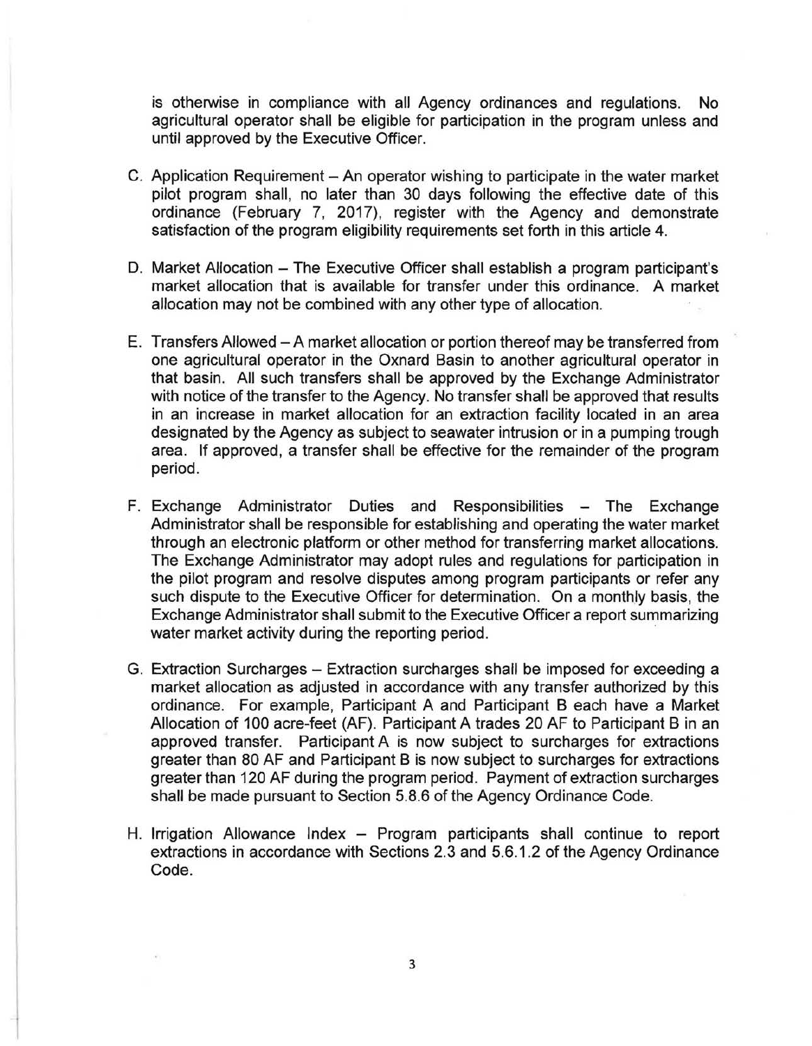is otherwise in compliance with all Agency ordinances and regulations. No agricultural operator shall be eligible for participation in the program unless and until approved by the Executive Officer.

C. Application Requirement – An operator wishing to participate in the water market pilot program shall, no later than 30 days following the effective date of this ordinance (February 7, 2017), register with the Agency and demonstrate satisfaction of the program eligibility requirements set forth in this article 4.

D. Market Allocation – The Executive Officer shall establish a program participant's market allocation that is available for transfer under this ordinance. A market allocation may not be combined with any other type of allocation.

E. Transfers Allowed – A market allocation or portion thereof may be transferred from one agricultural operator in the Oxnard Basin to another agricultural operator in that basin. All such transfers shall be approved by the Exchange Administrator with notice of the transfer to the Agency. No transfer shall be approved that results in an increase in market allocation for an extraction facility located in an area designated by the Agency as subject to seawater intrusion or in a pumping trough area. If approved, a transfer shall be effective for the remainder of the program period.

F. Exchange Administrator Duties and Responsibilities – The Exchange Administrator shall be responsible for establishing and operating the water market through an electronic platform or other method for transferring market allocations. The Exchange Administrator may adopt rules and regulations for participation in the pilot program and resolve disputes among program participants or refer any such dispute to the Executive Officer for determination. On a monthly basis, the Exchange Administrator shall submit to the Executive Officer a report summarizing water market activity during the reporting period.

G. Extraction Surcharges – Extraction surcharges shall be imposed for exceeding a market allocation as adjusted in accordance with any transfer authorized by this ordinance. For example, Participant A and Participant B each have a Market Allocation of 100 acre-feet (AF). Participant A trades 20 AF to Participant B in an approved transfer. Participant A is now subject to surcharges for extractions greater than 80 AF and Participant B is now subject to surcharges for extractions greater than 120 AF during the program period. Payment of extraction surcharges shall be made pursuant to Section 5.8.6 of the Agency Ordinance Code.

H. Irrigation Allowance Index – Program participants shall continue to report extractions in accordance with Sections 2.3 and 5.6.1.2 of the Agency Ordinance Code.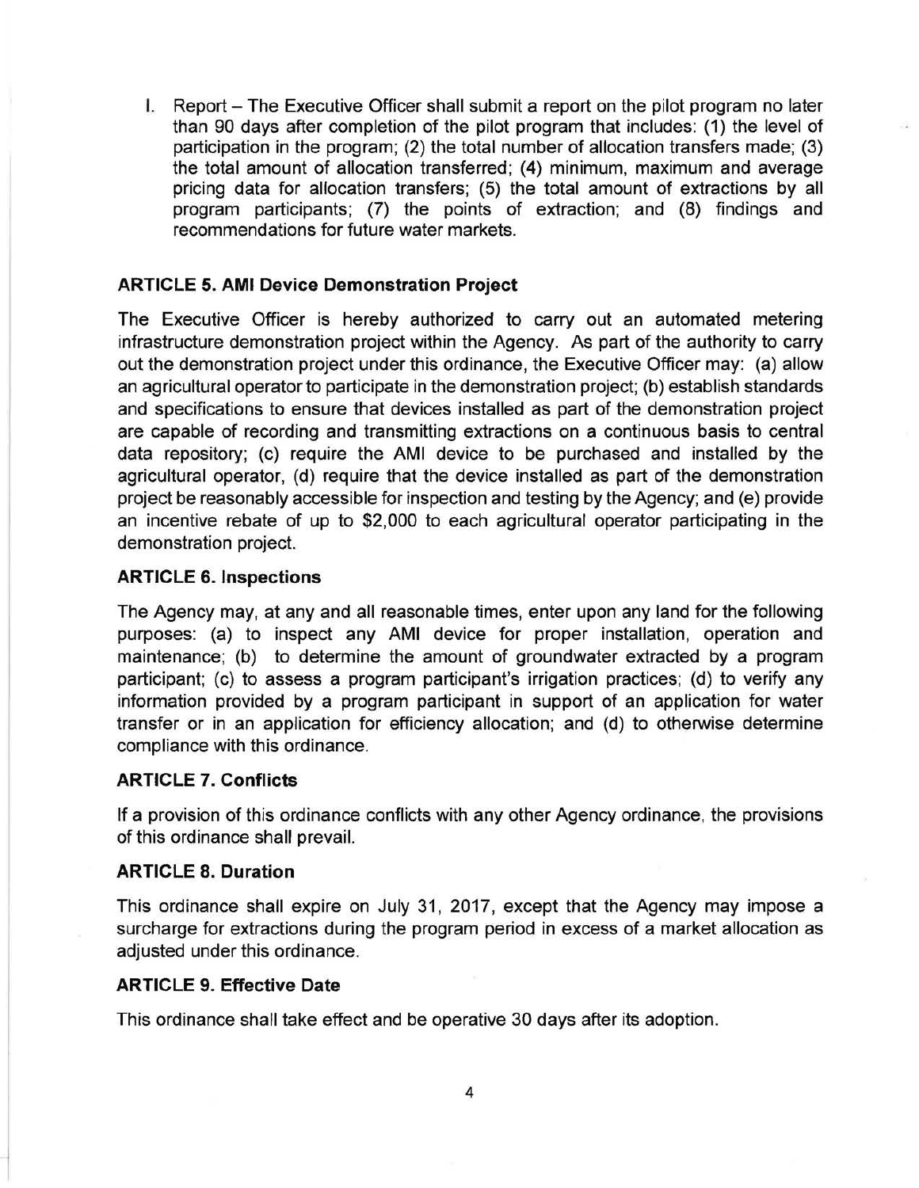I. Report – The Executive Officer shall submit a report on the pilot program no later than 90 days after completion of the pilot program that includes: (1) the level of participation in the program; (2) the total number of allocation transfers made; (3) the total amount of allocation transferred; (4) minimum, maximum and average pricing data for allocation transfers; (5) the total amount of extractions by all program participants; (7) the points of extraction; and (8) findings and recommendations for future water markets.

**ARTICLE 5. AMI Device Demonstration Project**

The Executive Officer is hereby authorized to carry out an automated metering infrastructure demonstration project within the Agency. As part of the authority to carry out the demonstration project under this ordinance, the Executive Officer may: (a) allow an agricultural operator to participate in the demonstration project; (b) establish standards and specifications to ensure that devices installed as part of the demonstration project are capable of recording and transmitting extractions on a continuous basis to central data repository; (c) require the AMI device to be purchased and installed by the agricultural operator, (d) require that the device installed as part of the demonstration project be reasonably accessible for inspection and testing by the Agency; and (e) provide an incentive rebate of up to $2,000 to each agricultural operator participating in the demonstration project.

**ARTICLE 6. Inspections**

The Agency may, at any and all reasonable times, enter upon any land for the following purposes: (a) to inspect any AMI device for proper installation, operation and maintenance; (b) to determine the amount of groundwater extracted by a program participant; (c) to assess a program participant's irrigation practices; (d) to verify any information provided by a program participant in support of an application for water transfer or in an application for efficiency allocation; and (d) to otherwise determine compliance with this ordinance.

**ARTICLE 7. Conflicts**

If a provision of this ordinance conflicts with any other Agency ordinance, the provisions of this ordinance shall prevail.

**ARTICLE 8. Duration**

This ordinance shall expire on July 31, 2017, except that the Agency may impose a surcharge for extractions during the program period in excess of a market allocation as adjusted under this ordinance.

**ARTICLE 9. Effective Date**

This ordinance shall take effect and be operative 30 days after its adoption.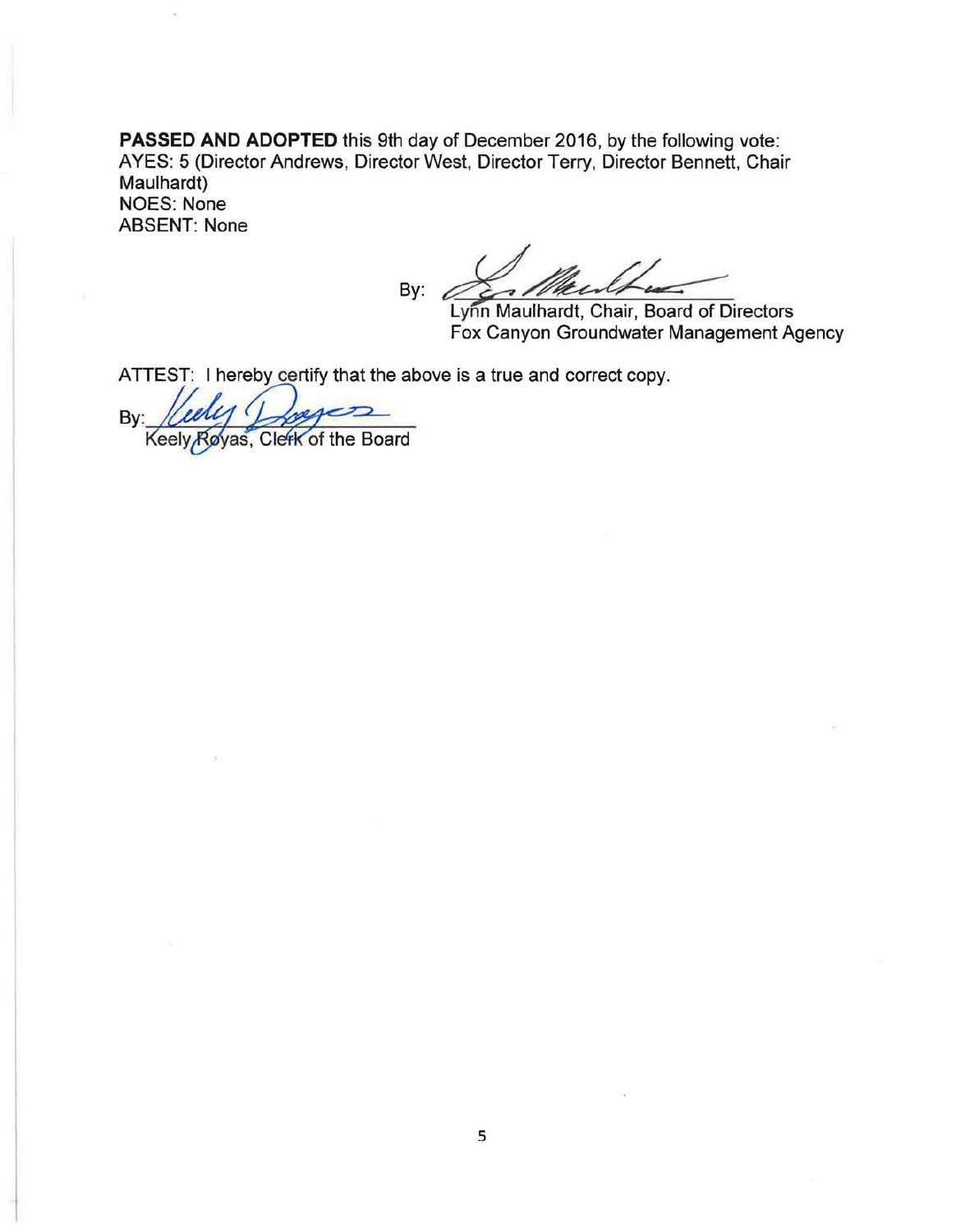**PASSED AND ADOPTED** this 9th day of December 2016, by the following vote:
AYES: 5 (Director Andrews, Director West, Director Terry, Director Bennett, Chair Maulhardt)
NOES: None
ABSENT: None

By: ______________________
Lynn Maulhardt, Chair, Board of Directors
Fox Canyon Groundwater Management Agency

ATTEST: I hereby certify that the above is a true and correct copy.

By: ______________________
Keely Royas, Clerk of the Board